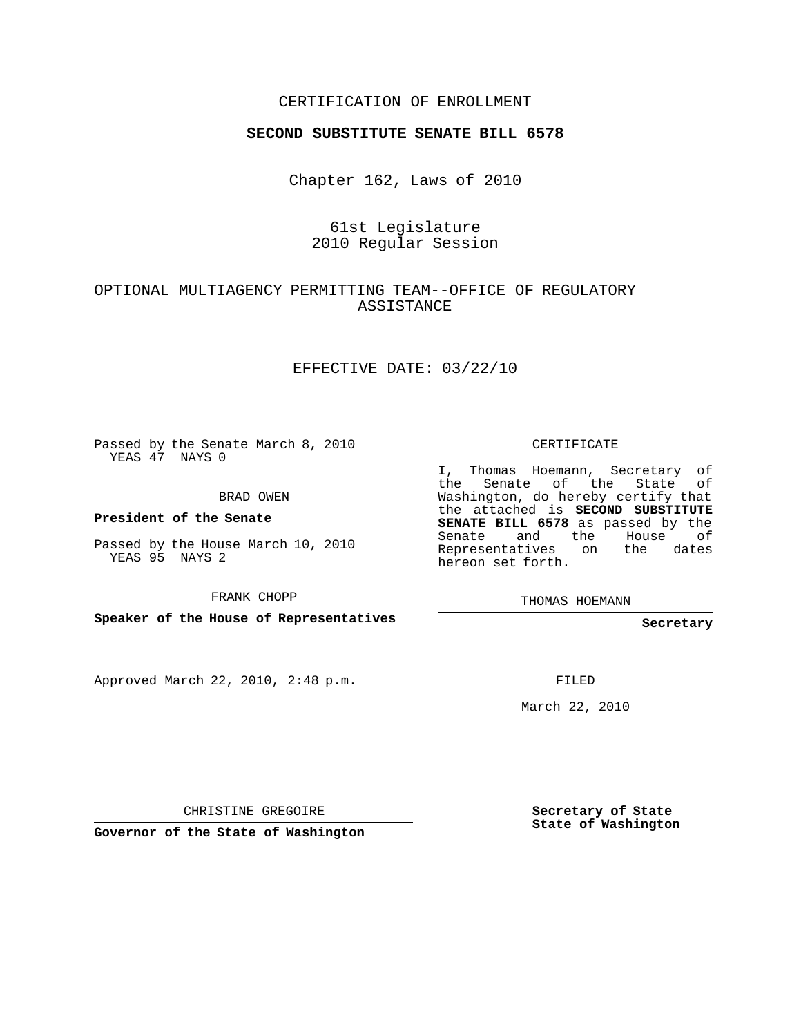CERTIFICATION OF ENROLLMENT

**SECOND SUBSTITUTE SENATE BILL 6578**

Chapter 162, Laws of 2010

61st Legislature
2010 Regular Session

OPTIONAL MULTIAGENCY PERMITTING TEAM--OFFICE OF REGULATORY ASSISTANCE

EFFECTIVE DATE: 03/22/10

Passed by the Senate March 8, 2010
YEAS 47 NAYS 0

BRAD OWEN

**President of the Senate**

Passed by the House March 10, 2010
YEAS 95 NAYS 2

FRANK CHOPP

**Speaker of the House of Representatives**

Approved March 22, 2010, 2:48 p.m.

CHRISTINE GREGOIRE

**Governor of the State of Washington**

CERTIFICATE

I, Thomas Hoemann, Secretary of the Senate of the State of Washington, do hereby certify that the attached is **SECOND SUBSTITUTE SENATE BILL 6578** as passed by the Senate and the House of Representatives on the dates hereon set forth.

THOMAS HOEMANN

**Secretary**

FILED

March 22, 2010

**Secretary of State**
**State of Washington**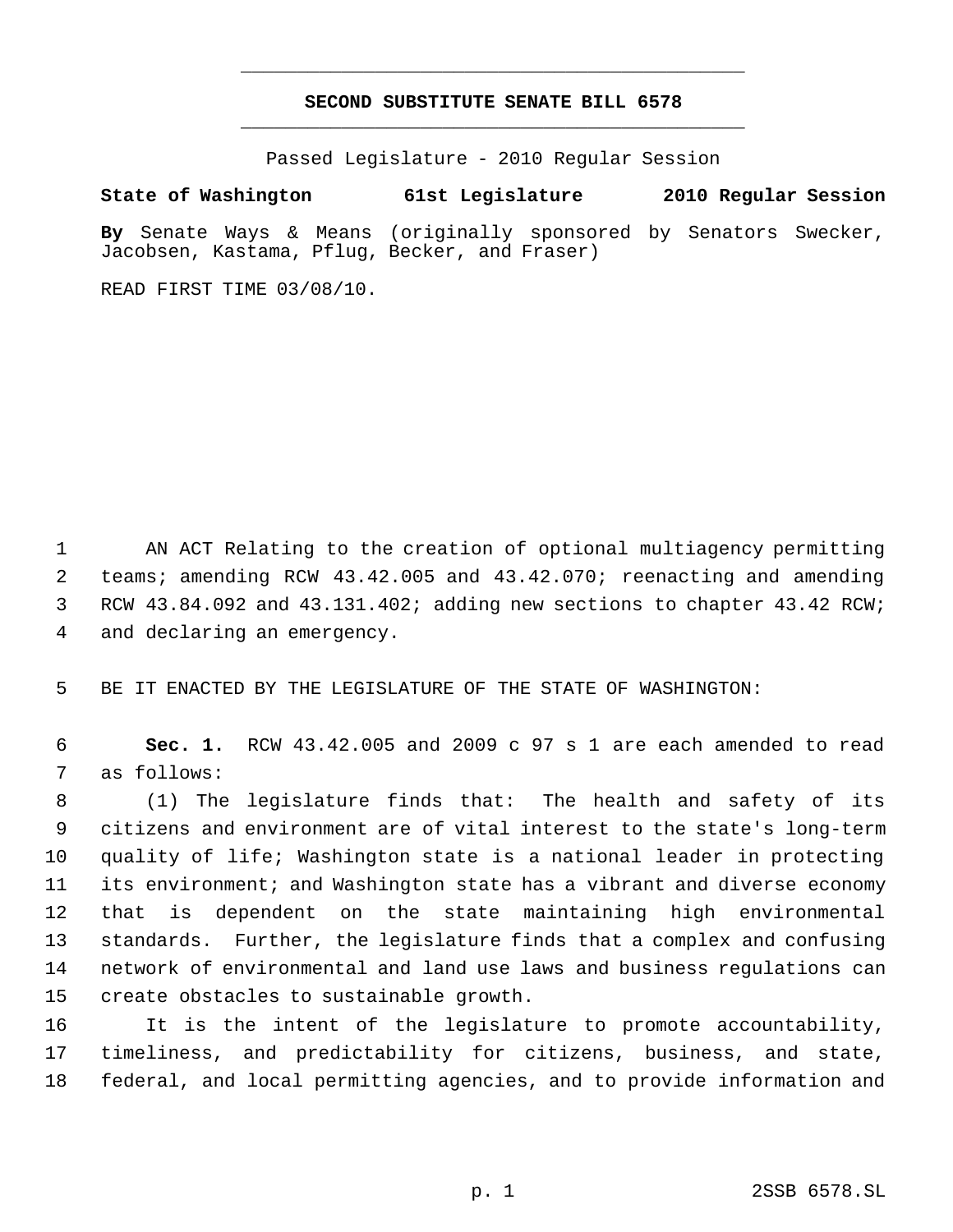# SECOND SUBSTITUTE SENATE BILL 6578

Passed Legislature - 2010 Regular Session

**State of Washington 61st Legislature 2010 Regular Session**

**By** Senate Ways & Means (originally sponsored by Senators Swecker, Jacobsen, Kastama, Pflug, Becker, and Fraser)

READ FIRST TIME 03/08/10.

1 AN ACT Relating to the creation of optional multiagency permitting
2 teams; amending RCW 43.42.005 and 43.42.070; reenacting and amending
3 RCW 43.84.092 and 43.131.402; adding new sections to chapter 43.42 RCW;
4 and declaring an emergency.

5 BE IT ENACTED BY THE LEGISLATURE OF THE STATE OF WASHINGTON:

6 **Sec. 1.** RCW 43.42.005 and 2009 c 97 s 1 are each amended to read
7 as follows:
8 (1) The legislature finds that: The health and safety of its
9 citizens and environment are of vital interest to the state's long-term
10 quality of life; Washington state is a national leader in protecting
11 its environment; and Washington state has a vibrant and diverse economy
12 that is dependent on the state maintaining high environmental
13 standards. Further, the legislature finds that a complex and confusing
14 network of environmental and land use laws and business regulations can
15 create obstacles to sustainable growth.
16 It is the intent of the legislature to promote accountability,
17 timeliness, and predictability for citizens, business, and state,
18 federal, and local permitting agencies, and to provide information and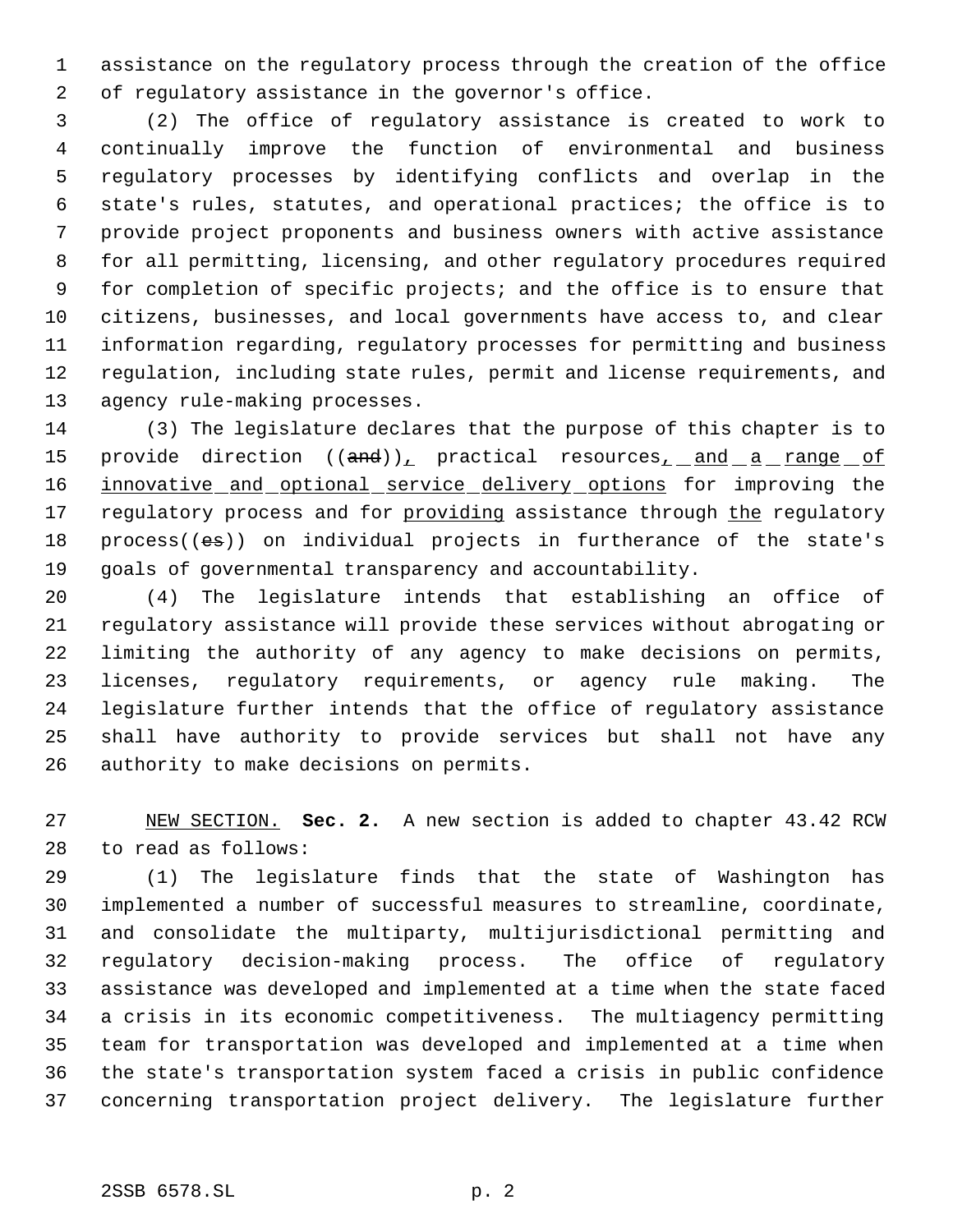assistance on the regulatory process through the creation of the office of regulatory assistance in the governor's office.

(2) The office of regulatory assistance is created to work to continually improve the function of environmental and business regulatory processes by identifying conflicts and overlap in the state's rules, statutes, and operational practices; the office is to provide project proponents and business owners with active assistance for all permitting, licensing, and other regulatory procedures required for completion of specific projects; and the office is to ensure that citizens, businesses, and local governments have access to, and clear information regarding, regulatory processes for permitting and business regulation, including state rules, permit and license requirements, and agency rule-making processes.

(3) The legislature declares that the purpose of this chapter is to provide direction ((~~and~~))<u>,</u> practical resources<u>, and a range of innovative and optional service delivery options</u> for improving the regulatory process and for <u>providing</u> assistance through <u>the</u> regulatory process((~~es~~)) on individual projects in furtherance of the state's goals of governmental transparency and accountability.

(4) The legislature intends that establishing an office of regulatory assistance will provide these services without abrogating or limiting the authority of any agency to make decisions on permits, licenses, regulatory requirements, or agency rule making. The legislature further intends that the office of regulatory assistance shall have authority to provide services but shall not have any authority to make decisions on permits.

<u>NEW SECTION.</u> **Sec. 2.** A new section is added to chapter 43.42 RCW to read as follows:

(1) The legislature finds that the state of Washington has implemented a number of successful measures to streamline, coordinate, and consolidate the multiparty, multijurisdictional permitting and regulatory decision-making process. The office of regulatory assistance was developed and implemented at a time when the state faced a crisis in its economic competitiveness. The multiagency permitting team for transportation was developed and implemented at a time when the state's transportation system faced a crisis in public confidence concerning transportation project delivery. The legislature further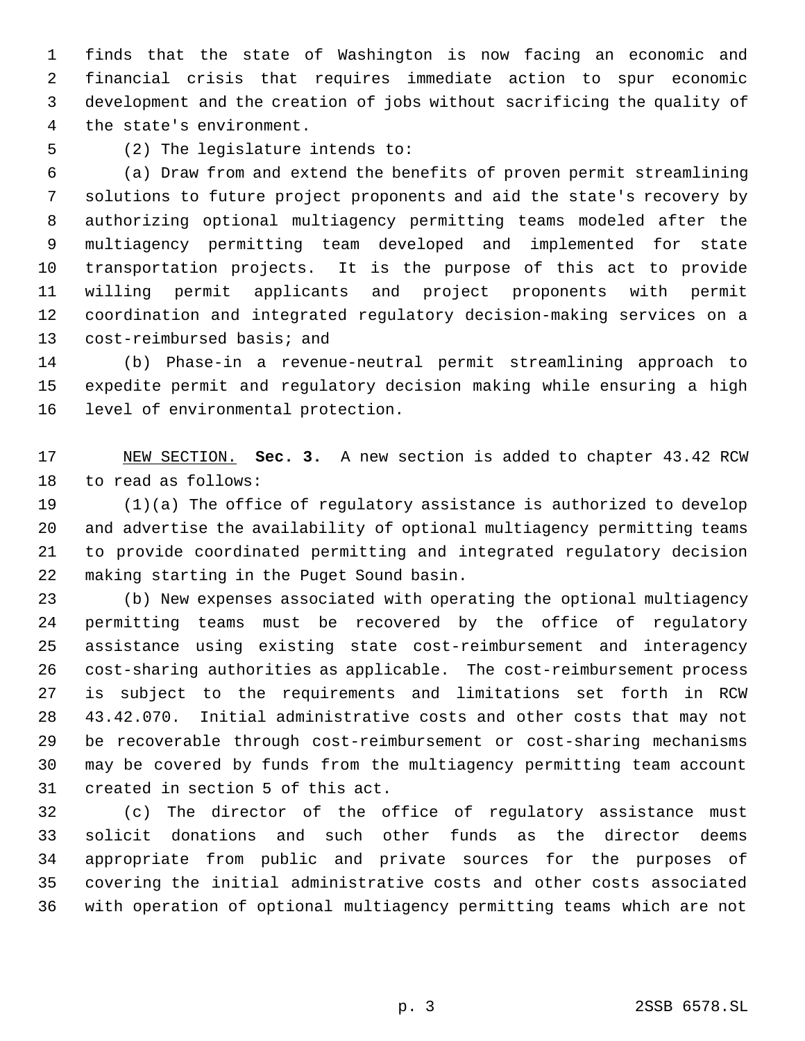finds that the state of Washington is now facing an economic and financial crisis that requires immediate action to spur economic development and the creation of jobs without sacrificing the quality of the state's environment.

(2) The legislature intends to:

(a) Draw from and extend the benefits of proven permit streamlining solutions to future project proponents and aid the state's recovery by authorizing optional multiagency permitting teams modeled after the multiagency permitting team developed and implemented for state transportation projects. It is the purpose of this act to provide willing permit applicants and project proponents with permit coordination and integrated regulatory decision-making services on a cost-reimbursed basis; and

(b) Phase-in a revenue-neutral permit streamlining approach to expedite permit and regulatory decision making while ensuring a high level of environmental protection.

NEW SECTION. **Sec. 3.** A new section is added to chapter 43.42 RCW to read as follows:

(1)(a) The office of regulatory assistance is authorized to develop and advertise the availability of optional multiagency permitting teams to provide coordinated permitting and integrated regulatory decision making starting in the Puget Sound basin.

(b) New expenses associated with operating the optional multiagency permitting teams must be recovered by the office of regulatory assistance using existing state cost-reimbursement and interagency cost-sharing authorities as applicable. The cost-reimbursement process is subject to the requirements and limitations set forth in RCW 43.42.070. Initial administrative costs and other costs that may not be recoverable through cost-reimbursement or cost-sharing mechanisms may be covered by funds from the multiagency permitting team account created in section 5 of this act.

(c) The director of the office of regulatory assistance must solicit donations and such other funds as the director deems appropriate from public and private sources for the purposes of covering the initial administrative costs and other costs associated with operation of optional multiagency permitting teams which are not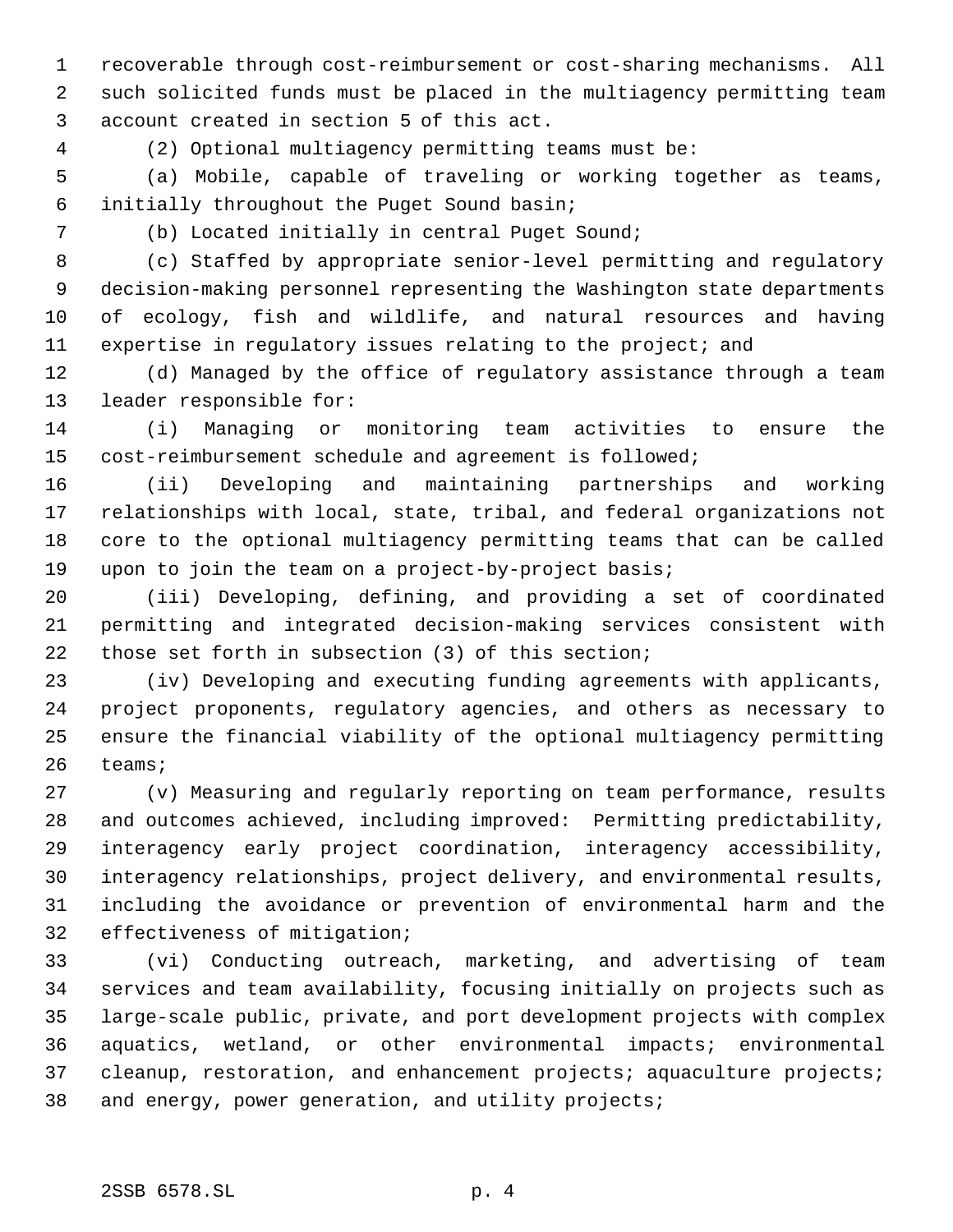recoverable through cost-reimbursement or cost-sharing mechanisms. All such solicited funds must be placed in the multiagency permitting team account created in section 5 of this act.

(2) Optional multiagency permitting teams must be:

(a) Mobile, capable of traveling or working together as teams, initially throughout the Puget Sound basin;

(b) Located initially in central Puget Sound;

(c) Staffed by appropriate senior-level permitting and regulatory decision-making personnel representing the Washington state departments of ecology, fish and wildlife, and natural resources and having expertise in regulatory issues relating to the project; and

(d) Managed by the office of regulatory assistance through a team leader responsible for:

(i) Managing or monitoring team activities to ensure the cost-reimbursement schedule and agreement is followed;

(ii) Developing and maintaining partnerships and working relationships with local, state, tribal, and federal organizations not core to the optional multiagency permitting teams that can be called upon to join the team on a project-by-project basis;

(iii) Developing, defining, and providing a set of coordinated permitting and integrated decision-making services consistent with those set forth in subsection (3) of this section;

(iv) Developing and executing funding agreements with applicants, project proponents, regulatory agencies, and others as necessary to ensure the financial viability of the optional multiagency permitting teams;

(v) Measuring and regularly reporting on team performance, results and outcomes achieved, including improved: Permitting predictability, interagency early project coordination, interagency accessibility, interagency relationships, project delivery, and environmental results, including the avoidance or prevention of environmental harm and the effectiveness of mitigation;

(vi) Conducting outreach, marketing, and advertising of team services and team availability, focusing initially on projects such as large-scale public, private, and port development projects with complex aquatics, wetland, or other environmental impacts; environmental cleanup, restoration, and enhancement projects; aquaculture projects; and energy, power generation, and utility projects;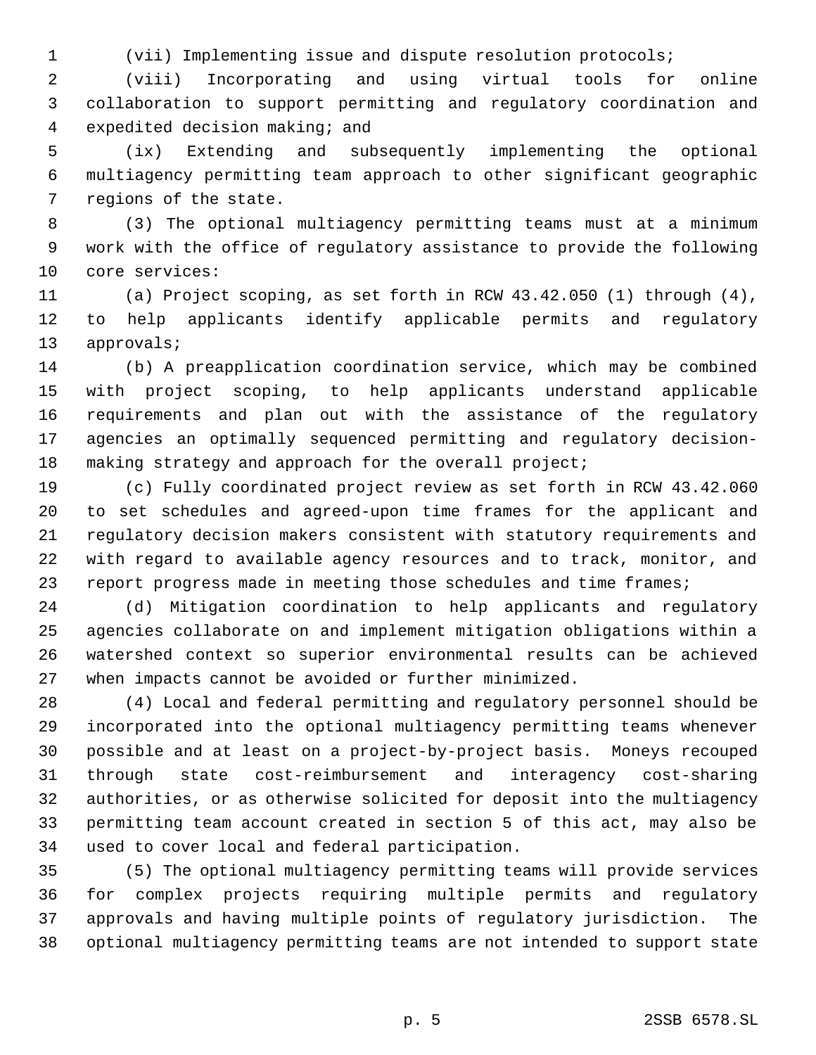(vii) Implementing issue and dispute resolution protocols;

(viii) Incorporating and using virtual tools for online collaboration to support permitting and regulatory coordination and expedited decision making; and

(ix) Extending and subsequently implementing the optional multiagency permitting team approach to other significant geographic regions of the state.

(3) The optional multiagency permitting teams must at a minimum work with the office of regulatory assistance to provide the following core services:

(a) Project scoping, as set forth in RCW 43.42.050 (1) through (4), to help applicants identify applicable permits and regulatory approvals;

(b) A preapplication coordination service, which may be combined with project scoping, to help applicants understand applicable requirements and plan out with the assistance of the regulatory agencies an optimally sequenced permitting and regulatory decision-making strategy and approach for the overall project;

(c) Fully coordinated project review as set forth in RCW 43.42.060 to set schedules and agreed-upon time frames for the applicant and regulatory decision makers consistent with statutory requirements and with regard to available agency resources and to track, monitor, and report progress made in meeting those schedules and time frames;

(d) Mitigation coordination to help applicants and regulatory agencies collaborate on and implement mitigation obligations within a watershed context so superior environmental results can be achieved when impacts cannot be avoided or further minimized.

(4) Local and federal permitting and regulatory personnel should be incorporated into the optional multiagency permitting teams whenever possible and at least on a project-by-project basis. Moneys recouped through state cost-reimbursement and interagency cost-sharing authorities, or as otherwise solicited for deposit into the multiagency permitting team account created in section 5 of this act, may also be used to cover local and federal participation.

(5) The optional multiagency permitting teams will provide services for complex projects requiring multiple permits and regulatory approvals and having multiple points of regulatory jurisdiction. The optional multiagency permitting teams are not intended to support state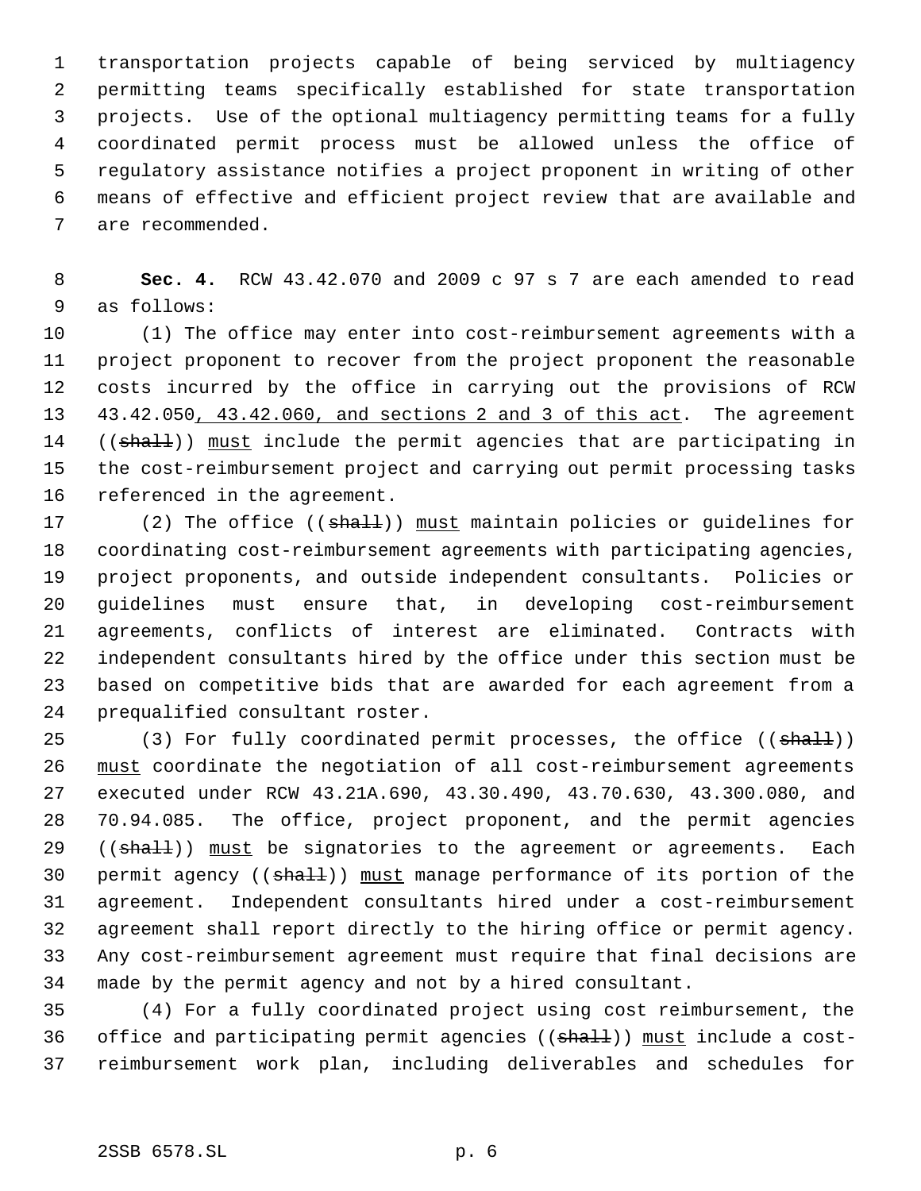transportation projects capable of being serviced by multiagency permitting teams specifically established for state transportation projects. Use of the optional multiagency permitting teams for a fully coordinated permit process must be allowed unless the office of regulatory assistance notifies a project proponent in writing of other means of effective and efficient project review that are available and are recommended.

**Sec. 4.** RCW 43.42.070 and 2009 c 97 s 7 are each amended to read as follows:

(1) The office may enter into cost-reimbursement agreements with a project proponent to recover from the project proponent the reasonable costs incurred by the office in carrying out the provisions of RCW 43.42.050, 43.42.060, and sections 2 and 3 of this act. The agreement ((shall)) must include the permit agencies that are participating in the cost-reimbursement project and carrying out permit processing tasks referenced in the agreement.

(2) The office ((shall)) must maintain policies or guidelines for coordinating cost-reimbursement agreements with participating agencies, project proponents, and outside independent consultants. Policies or guidelines must ensure that, in developing cost-reimbursement agreements, conflicts of interest are eliminated. Contracts with independent consultants hired by the office under this section must be based on competitive bids that are awarded for each agreement from a prequalified consultant roster.

(3) For fully coordinated permit processes, the office ((shall)) must coordinate the negotiation of all cost-reimbursement agreements executed under RCW 43.21A.690, 43.30.490, 43.70.630, 43.300.080, and 70.94.085. The office, project proponent, and the permit agencies ((shall)) must be signatories to the agreement or agreements. Each permit agency ((shall)) must manage performance of its portion of the agreement. Independent consultants hired under a cost-reimbursement agreement shall report directly to the hiring office or permit agency. Any cost-reimbursement agreement must require that final decisions are made by the permit agency and not by a hired consultant.

(4) For a fully coordinated project using cost reimbursement, the office and participating permit agencies ((shall)) must include a cost-reimbursement work plan, including deliverables and schedules for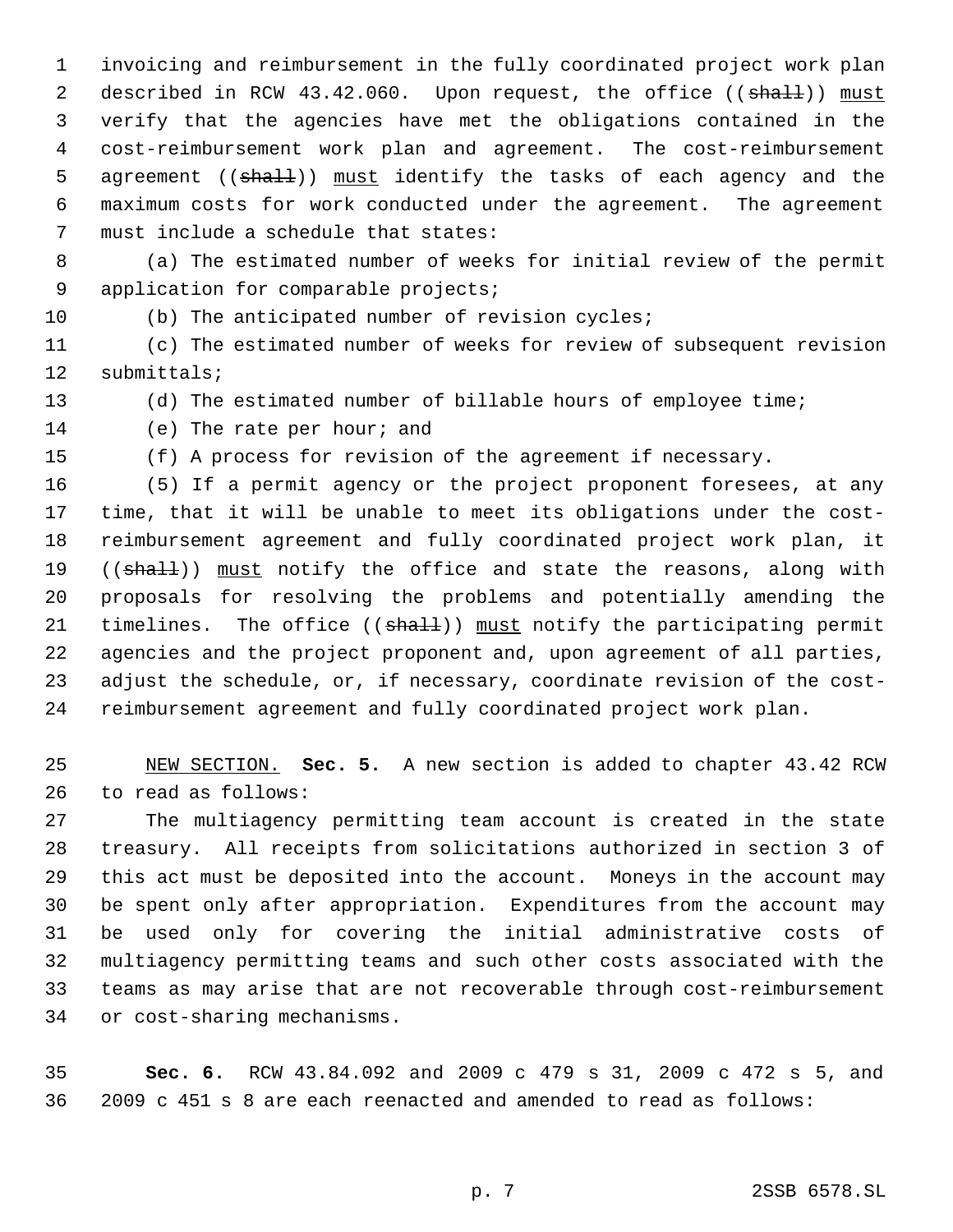invoicing and reimbursement in the fully coordinated project work plan described in RCW 43.42.060. Upon request, the office ((~~shall~~)) <u>must</u> verify that the agencies have met the obligations contained in the cost-reimbursement work plan and agreement. The cost-reimbursement agreement ((~~shall~~)) <u>must</u> identify the tasks of each agency and the maximum costs for work conducted under the agreement. The agreement must include a schedule that states:

(a) The estimated number of weeks for initial review of the permit application for comparable projects;

(b) The anticipated number of revision cycles;

(c) The estimated number of weeks for review of subsequent revision submittals;

(d) The estimated number of billable hours of employee time;

(e) The rate per hour; and

(f) A process for revision of the agreement if necessary.

(5) If a permit agency or the project proponent foresees, at any time, that it will be unable to meet its obligations under the cost-reimbursement agreement and fully coordinated project work plan, it ((~~shall~~)) <u>must</u> notify the office and state the reasons, along with proposals for resolving the problems and potentially amending the timelines. The office ((~~shall~~)) <u>must</u> notify the participating permit agencies and the project proponent and, upon agreement of all parties, adjust the schedule, or, if necessary, coordinate revision of the cost-reimbursement agreement and fully coordinated project work plan.

<u>NEW SECTION.</u> **Sec. 5.** A new section is added to chapter 43.42 RCW to read as follows:

The multiagency permitting team account is created in the state treasury. All receipts from solicitations authorized in section 3 of this act must be deposited into the account. Moneys in the account may be spent only after appropriation. Expenditures from the account may be used only for covering the initial administrative costs of multiagency permitting teams and such other costs associated with the teams as may arise that are not recoverable through cost-reimbursement or cost-sharing mechanisms.

**Sec. 6.** RCW 43.84.092 and 2009 c 479 s 31, 2009 c 472 s 5, and 2009 c 451 s 8 are each reenacted and amended to read as follows: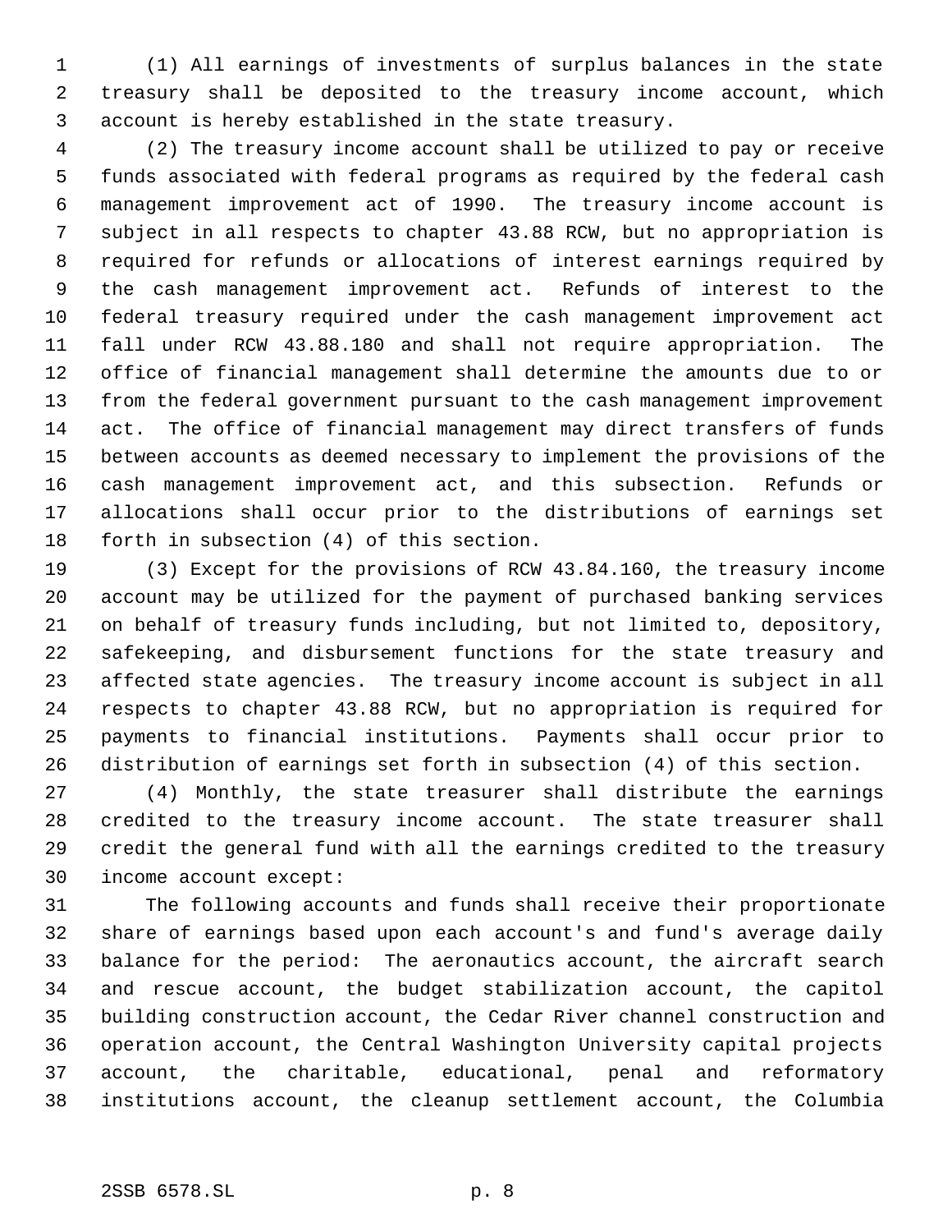(1) All earnings of investments of surplus balances in the state treasury shall be deposited to the treasury income account, which account is hereby established in the state treasury.

(2) The treasury income account shall be utilized to pay or receive funds associated with federal programs as required by the federal cash management improvement act of 1990. The treasury income account is subject in all respects to chapter 43.88 RCW, but no appropriation is required for refunds or allocations of interest earnings required by the cash management improvement act. Refunds of interest to the federal treasury required under the cash management improvement act fall under RCW 43.88.180 and shall not require appropriation. The office of financial management shall determine the amounts due to or from the federal government pursuant to the cash management improvement act. The office of financial management may direct transfers of funds between accounts as deemed necessary to implement the provisions of the cash management improvement act, and this subsection. Refunds or allocations shall occur prior to the distributions of earnings set forth in subsection (4) of this section.

(3) Except for the provisions of RCW 43.84.160, the treasury income account may be utilized for the payment of purchased banking services on behalf of treasury funds including, but not limited to, depository, safekeeping, and disbursement functions for the state treasury and affected state agencies. The treasury income account is subject in all respects to chapter 43.88 RCW, but no appropriation is required for payments to financial institutions. Payments shall occur prior to distribution of earnings set forth in subsection (4) of this section.

(4) Monthly, the state treasurer shall distribute the earnings credited to the treasury income account. The state treasurer shall credit the general fund with all the earnings credited to the treasury income account except:

The following accounts and funds shall receive their proportionate share of earnings based upon each account's and fund's average daily balance for the period: The aeronautics account, the aircraft search and rescue account, the budget stabilization account, the capitol building construction account, the Cedar River channel construction and operation account, the Central Washington University capital projects account, the charitable, educational, penal and reformatory institutions account, the cleanup settlement account, the Columbia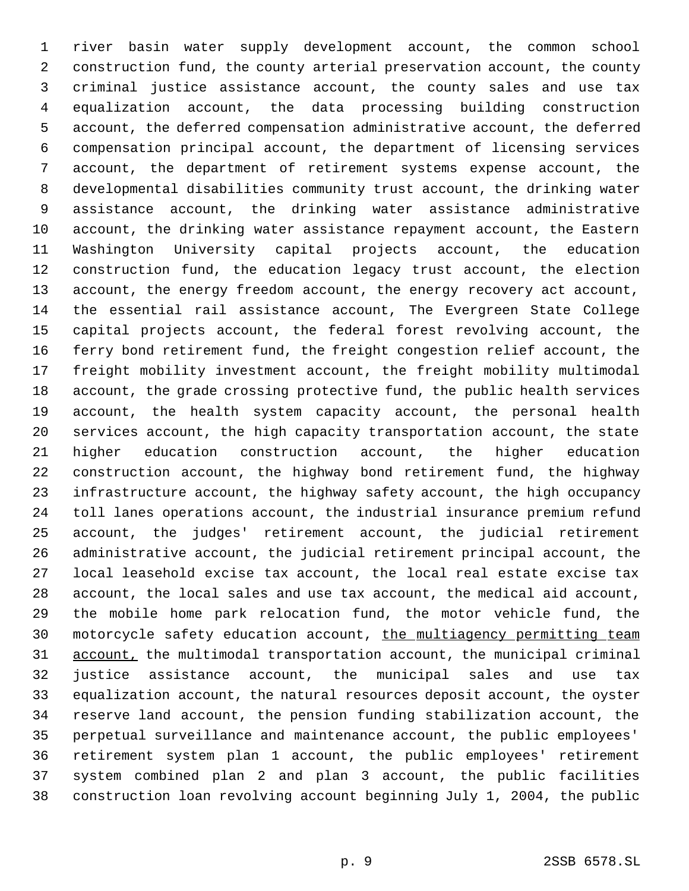river basin water supply development account, the common school construction fund, the county arterial preservation account, the county criminal justice assistance account, the county sales and use tax equalization account, the data processing building construction account, the deferred compensation administrative account, the deferred compensation principal account, the department of licensing services account, the department of retirement systems expense account, the developmental disabilities community trust account, the drinking water assistance account, the drinking water assistance administrative account, the drinking water assistance repayment account, the Eastern Washington University capital projects account, the education construction fund, the education legacy trust account, the election account, the energy freedom account, the energy recovery act account, the essential rail assistance account, The Evergreen State College capital projects account, the federal forest revolving account, the ferry bond retirement fund, the freight congestion relief account, the freight mobility investment account, the freight mobility multimodal account, the grade crossing protective fund, the public health services account, the health system capacity account, the personal health services account, the high capacity transportation account, the state higher education construction account, the higher education construction account, the highway bond retirement fund, the highway infrastructure account, the highway safety account, the high occupancy toll lanes operations account, the industrial insurance premium refund account, the judges' retirement account, the judicial retirement administrative account, the judicial retirement principal account, the local leasehold excise tax account, the local real estate excise tax account, the local sales and use tax account, the medical aid account, the mobile home park relocation fund, the motor vehicle fund, the motorcycle safety education account, <u>the multiagency permitting team account,</u> the multimodal transportation account, the municipal criminal justice assistance account, the municipal sales and use tax equalization account, the natural resources deposit account, the oyster reserve land account, the pension funding stabilization account, the perpetual surveillance and maintenance account, the public employees' retirement system plan 1 account, the public employees' retirement system combined plan 2 and plan 3 account, the public facilities construction loan revolving account beginning July 1, 2004, the public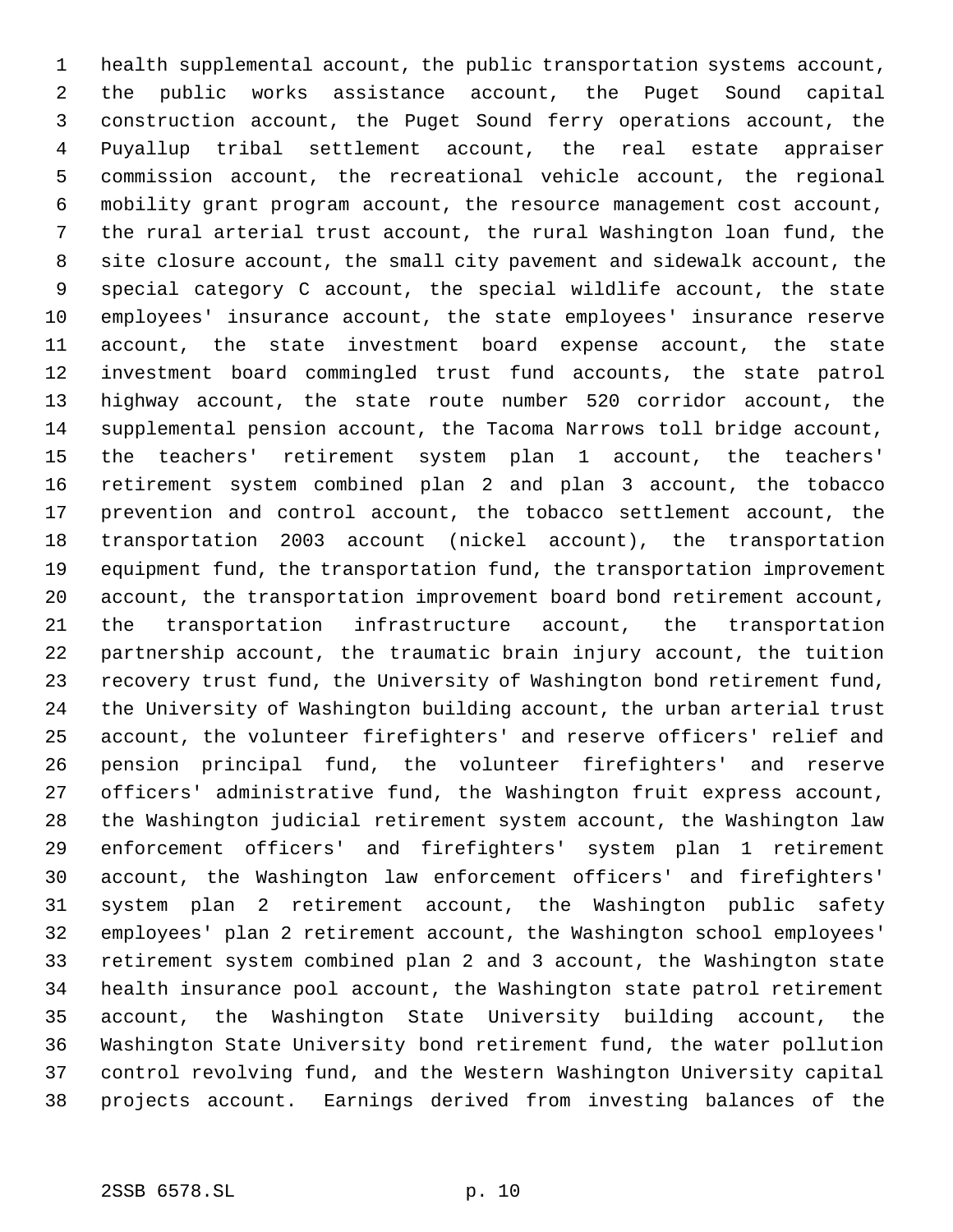health supplemental account, the public transportation systems account, the public works assistance account, the Puget Sound capital construction account, the Puget Sound ferry operations account, the Puyallup tribal settlement account, the real estate appraiser commission account, the recreational vehicle account, the regional mobility grant program account, the resource management cost account, the rural arterial trust account, the rural Washington loan fund, the site closure account, the small city pavement and sidewalk account, the special category C account, the special wildlife account, the state employees' insurance account, the state employees' insurance reserve account, the state investment board expense account, the state investment board commingled trust fund accounts, the state patrol highway account, the state route number 520 corridor account, the supplemental pension account, the Tacoma Narrows toll bridge account, the teachers' retirement system plan 1 account, the teachers' retirement system combined plan 2 and plan 3 account, the tobacco prevention and control account, the tobacco settlement account, the transportation 2003 account (nickel account), the transportation equipment fund, the transportation fund, the transportation improvement account, the transportation improvement board bond retirement account, the transportation infrastructure account, the transportation partnership account, the traumatic brain injury account, the tuition recovery trust fund, the University of Washington bond retirement fund, the University of Washington building account, the urban arterial trust account, the volunteer firefighters' and reserve officers' relief and pension principal fund, the volunteer firefighters' and reserve officers' administrative fund, the Washington fruit express account, the Washington judicial retirement system account, the Washington law enforcement officers' and firefighters' system plan 1 retirement account, the Washington law enforcement officers' and firefighters' system plan 2 retirement account, the Washington public safety employees' plan 2 retirement account, the Washington school employees' retirement system combined plan 2 and 3 account, the Washington state health insurance pool account, the Washington state patrol retirement account, the Washington State University building account, the Washington State University bond retirement fund, the water pollution control revolving fund, and the Western Washington University capital projects account. Earnings derived from investing balances of the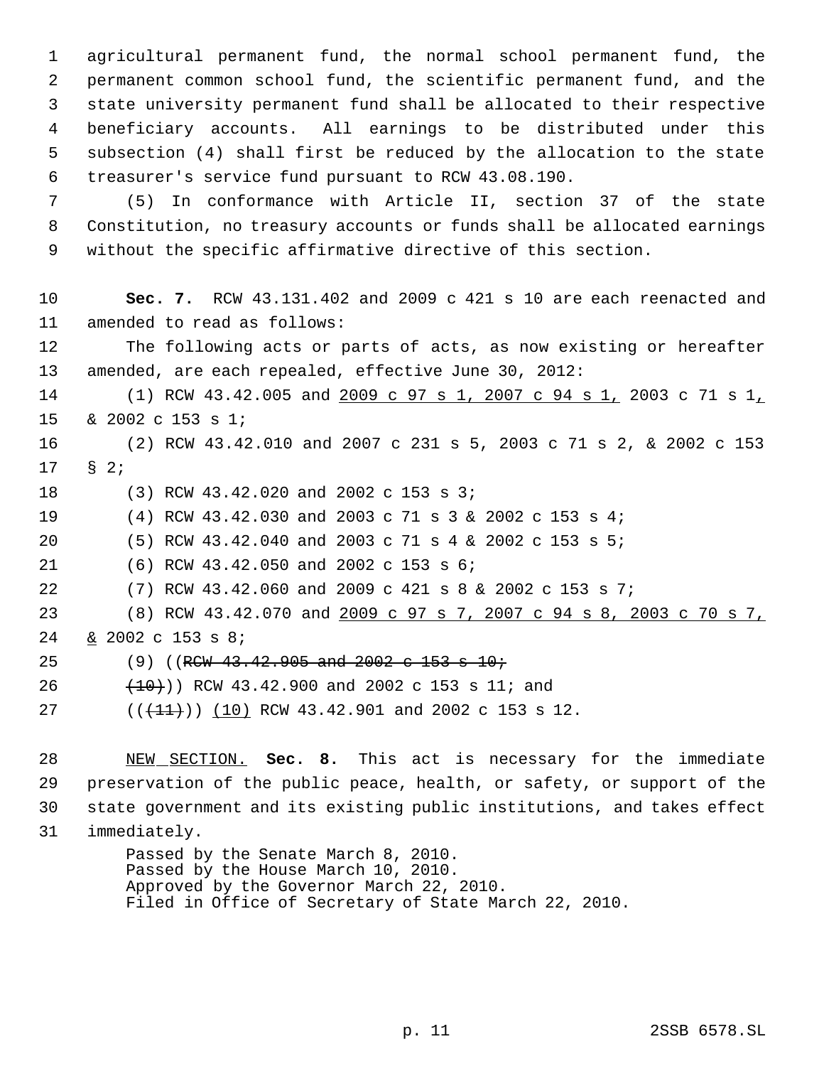agricultural permanent fund, the normal school permanent fund, the permanent common school fund, the scientific permanent fund, and the state university permanent fund shall be allocated to their respective beneficiary accounts. All earnings to be distributed under this subsection (4) shall first be reduced by the allocation to the state treasurer's service fund pursuant to RCW 43.08.190.

(5) In conformance with Article II, section 37 of the state Constitution, no treasury accounts or funds shall be allocated earnings without the specific affirmative directive of this section.

**Sec. 7.** RCW 43.131.402 and 2009 c 421 s 10 are each reenacted and amended to read as follows:

The following acts or parts of acts, as now existing or hereafter amended, are each repealed, effective June 30, 2012:

(1) RCW 43.42.005 and 2009 c 97 s 1, 2007 c 94 s 1, 2003 c 71 s 1, & 2002 c 153 s 1;

(2) RCW 43.42.010 and 2007 c 231 s 5, 2003 c 71 s 2, & 2002 c 153 § 2;

(3) RCW 43.42.020 and 2002 c 153 s 3;

(4) RCW 43.42.030 and 2003 c 71 s 3 & 2002 c 153 s 4;

(5) RCW 43.42.040 and 2003 c 71 s 4 & 2002 c 153 s 5;

(6) RCW 43.42.050 and 2002 c 153 s 6;

(7) RCW 43.42.060 and 2009 c 421 s 8 & 2002 c 153 s 7;

(8) RCW 43.42.070 and 2009 c 97 s 7, 2007 c 94 s 8, 2003 c 70 s 7, & 2002 c 153 s 8;

(9) ((~~RCW 43.42.905 and 2002 c 153 s 10;~~

~~(10)~~)) RCW 43.42.900 and 2002 c 153 s 11; and

((~~(11)~~)) (10) RCW 43.42.901 and 2002 c 153 s 12.

NEW SECTION. **Sec. 8.** This act is necessary for the immediate preservation of the public peace, health, or safety, or support of the state government and its existing public institutions, and takes effect immediately.

Passed by the Senate March 8, 2010.
Passed by the House March 10, 2010.
Approved by the Governor March 22, 2010.
Filed in Office of Secretary of State March 22, 2010.